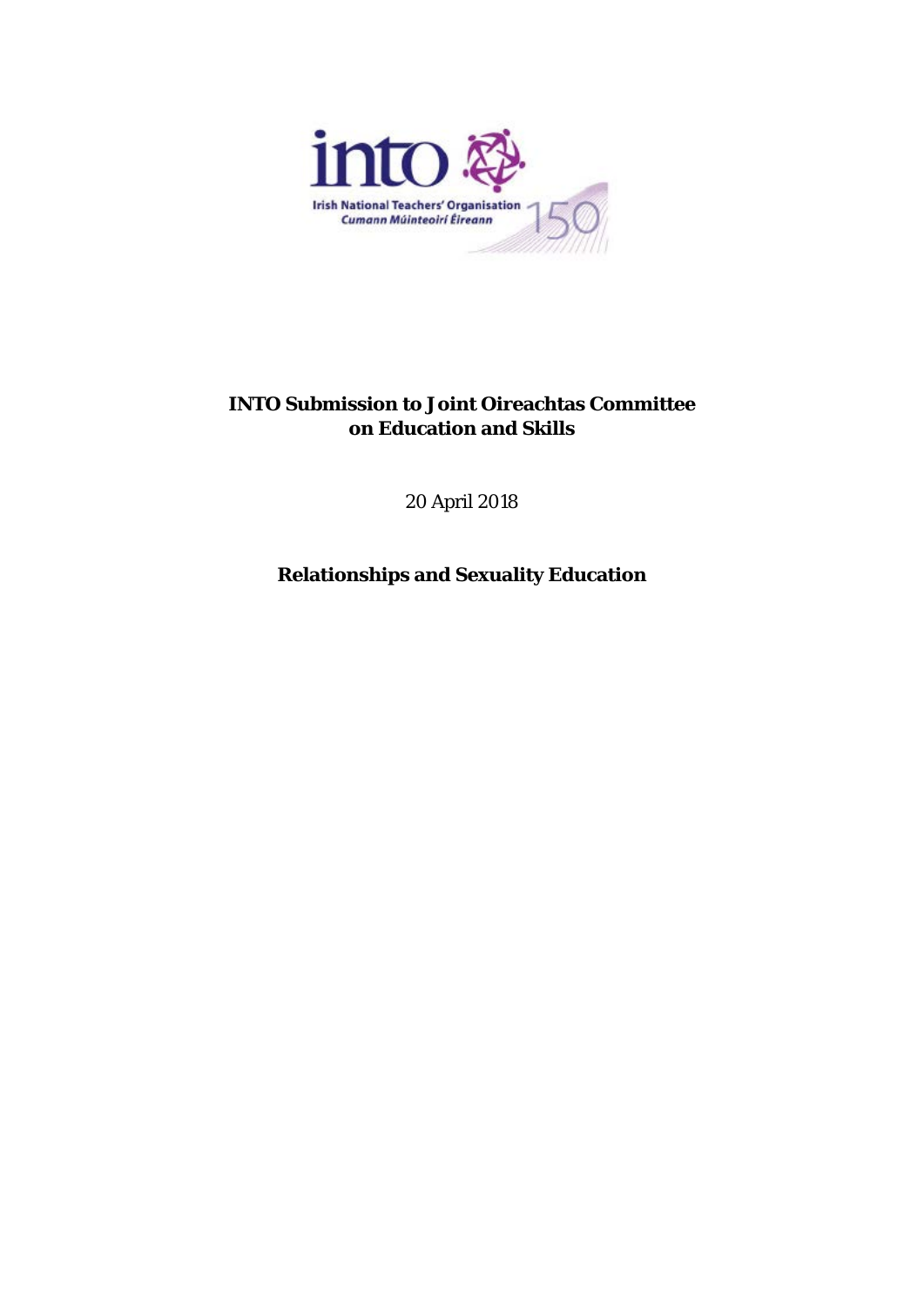Irish National Teachers' Organisation
*Cumann Múinteoirí Éireann*

# INTO Submission to Joint Oireachtas Committee on Education and Skills

20 April 2018

## Relationships and Sexuality Education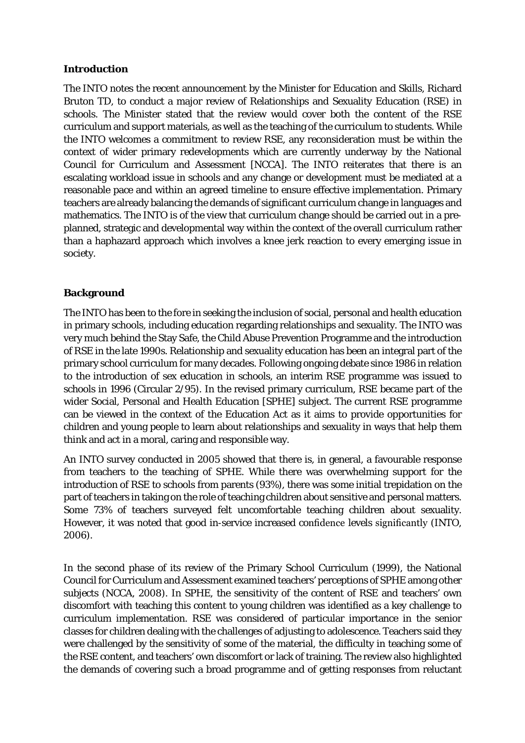**Introduction**

The INTO notes the recent announcement by the Minister for Education and Skills, Richard Bruton TD, to conduct a major review of Relationships and Sexuality Education (RSE) in schools. The Minister stated that the review would cover both the content of the RSE curriculum and support materials, as well as the teaching of the curriculum to students. While the INTO welcomes a commitment to review RSE, any reconsideration must be within the context of wider primary redevelopments which are currently underway by the National Council for Curriculum and Assessment [NCCA]. The INTO reiterates that there is an escalating workload issue in schools and any change or development must be mediated at a reasonable pace and within an agreed timeline to ensure effective implementation. Primary teachers are already balancing the demands of significant curriculum change in languages and mathematics. The INTO is of the view that curriculum change should be carried out in a pre-planned, strategic and developmental way within the context of the overall curriculum rather than a haphazard approach which involves a knee jerk reaction to every emerging issue in society.

**Background**

The INTO has been to the fore in seeking the inclusion of social, personal and health education in primary schools, including education regarding relationships and sexuality. The INTO was very much behind the Stay Safe, the Child Abuse Prevention Programme and the introduction of RSE in the late 1990s. Relationship and sexuality education has been an integral part of the primary school curriculum for many decades. Following ongoing debate since 1986 in relation to the introduction of sex education in schools, an interim RSE programme was issued to schools in 1996 (Circular 2/95). In the revised primary curriculum, RSE became part of the wider Social, Personal and Health Education [SPHE] subject. The current RSE programme can be viewed in the context of the Education Act as it aims to provide opportunities for children and young people to learn about relationships and sexuality in ways that help them think and act in a moral, caring and responsible way.

An INTO survey conducted in 2005 showed that there is, in general, a favourable response from teachers to the teaching of SPHE. While there was overwhelming support for the introduction of RSE to schools from parents (93%), there was some initial trepidation on the part of teachers in taking on the role of teaching children about sensitive and personal matters. Some 73% of teachers surveyed felt uncomfortable teaching children about sexuality. However, it was noted that good in-service increased confidence levels significantly (INTO, 2006).

In the second phase of its review of the Primary School Curriculum (1999), the National Council for Curriculum and Assessment examined teachers' perceptions of SPHE among other subjects (NCCA, 2008). In SPHE, the sensitivity of the content of RSE and teachers' own discomfort with teaching this content to young children was identified as a key challenge to curriculum implementation. RSE was considered of particular importance in the senior classes for children dealing with the challenges of adjusting to adolescence. Teachers said they were challenged by the sensitivity of some of the material, the difficulty in teaching some of the RSE content, and teachers' own discomfort or lack of training. The review also highlighted the demands of covering such a broad programme and of getting responses from reluctant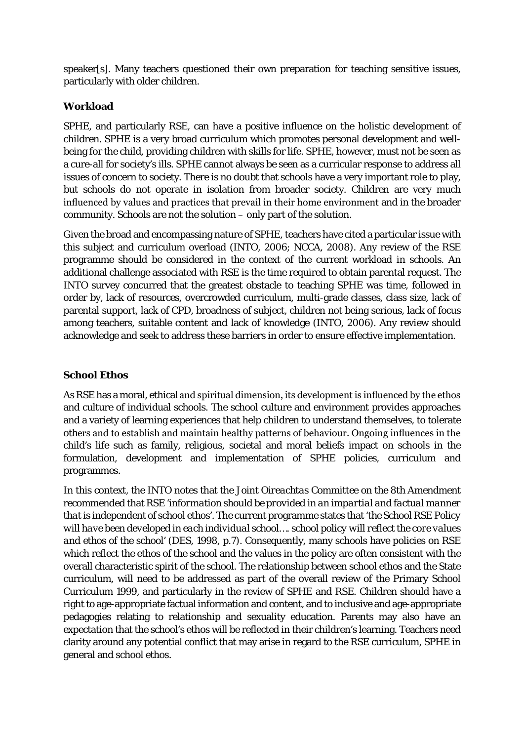speaker[s]. Many teachers questioned their own preparation for teaching sensitive issues, particularly with older children.

### Workload

SPHE, and particularly RSE, can have a positive influence on the holistic development of children. SPHE is a very broad curriculum which promotes personal development and well-being for the child, providing children with skills for life. SPHE, however, must not be seen as a cure-all for society's ills. SPHE cannot always be seen as a curricular response to address all issues of concern to society. There is no doubt that schools have a very important role to play, but schools do not operate in isolation from broader society. Children are very much influenced by values and practices that prevail in their home environment and in the broader community. Schools are not the solution – only part of the solution.

Given the broad and encompassing nature of SPHE, teachers have cited a particular issue with this subject and curriculum overload (INTO, 2006; NCCA, 2008). Any review of the RSE programme should be considered in the context of the current workload in schools. An additional challenge associated with RSE is the time required to obtain parental request. The INTO survey concurred that the greatest obstacle to teaching SPHE was time, followed in order by, lack of resources, overcrowded curriculum, multi-grade classes, class size, lack of parental support, lack of CPD, broadness of subject, children not being serious, lack of focus among teachers, suitable content and lack of knowledge (INTO, 2006). Any review should acknowledge and seek to address these barriers in order to ensure effective implementation.

### School Ethos

As RSE has a moral, ethical and spiritual dimension, its development is influenced by the ethos and culture of individual schools. The school culture and environment provides approaches and a variety of learning experiences that help children to understand themselves, to tolerate others and to establish and maintain healthy patterns of behaviour. Ongoing influences in the child's life such as family, religious, societal and moral beliefs impact on schools in the formulation, development and implementation of SPHE policies, curriculum and programmes.

In this context, the INTO notes that the *Joint Oireachtas Committee on the 8th Amendment* recommended that RSE '*information should be provided in an impartial and factual manner that is independent of school ethos*'. The current programme states that '*the School RSE Policy will have been developed in each individual school…. school policy will reflect the core values and ethos of the school*' (DES, 1998, p.7). Consequently, many schools have policies on RSE which reflect the ethos of the school and the values in the policy are often consistent with the overall characteristic spirit of the school. The relationship between school ethos and the State curriculum, will need to be addressed as part of the overall review of the Primary School Curriculum 1999, and particularly in the review of SPHE and RSE. Children should have a right to age-appropriate factual information and content, and to inclusive and age-appropriate pedagogies relating to relationship and sexuality education. Parents may also have an expectation that the school's ethos will be reflected in their children's learning. Teachers need clarity around any potential conflict that may arise in regard to the RSE curriculum, SPHE in general and school ethos.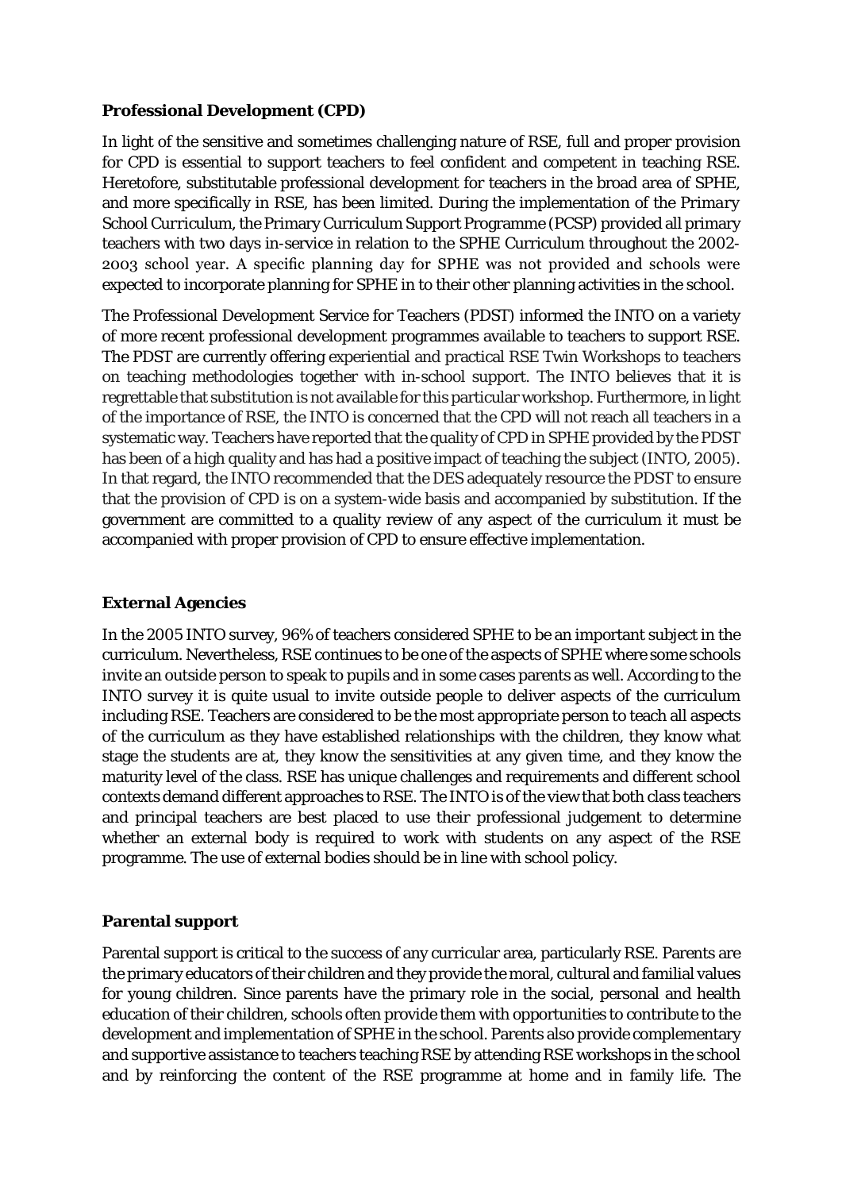**Professional Development (CPD)**

In light of the sensitive and sometimes challenging nature of RSE, full and proper provision for CPD is essential to support teachers to feel confident and competent in teaching RSE. Heretofore, substitutable professional development for teachers in the broad area of SPHE, and more specifically in RSE, has been limited. During the implementation of the *Primary School Curriculum*, the Primary Curriculum Support Programme (PCSP) provided all primary teachers with two days in-service in relation to the SPHE Curriculum throughout the 2002-2003 school year. A specific planning day for SPHE was not provided and schools were expected to incorporate planning for SPHE in to their other planning activities in the school.

The Professional Development Service for Teachers (PDST) informed the INTO on a variety of more recent professional development programmes available to teachers to support RSE. The PDST are currently offering experiential and practical RSE Twin Workshops to teachers on teaching methodologies together with in-school support. The INTO believes that it is regrettable that substitution is not available for this particular workshop. Furthermore, in light of the importance of RSE, the INTO is concerned that the CPD will not reach all teachers in a systematic way. Teachers have reported that the quality of CPD in SPHE provided by the PDST has been of a high quality and has had a positive impact of teaching the subject (INTO, 2005). In that regard, the INTO recommended that the DES adequately resource the PDST to ensure that the provision of CPD is on a system-wide basis and accompanied by substitution. If the government are committed to a quality review of any aspect of the curriculum it must be accompanied with proper provision of CPD to ensure effective implementation.

**External Agencies**

In the 2005 INTO survey, 96% of teachers considered SPHE to be an important subject in the curriculum. Nevertheless, RSE continues to be one of the aspects of SPHE where some schools invite an outside person to speak to pupils and in some cases parents as well. According to the INTO survey it is quite usual to invite outside people to deliver aspects of the curriculum including RSE. Teachers are considered to be the most appropriate person to teach all aspects of the curriculum as they have established relationships with the children, they know what stage the students are at, they know the sensitivities at any given time, and they know the maturity level of the class. RSE has unique challenges and requirements and different school contexts demand different approaches to RSE. The INTO is of the view that both class teachers and principal teachers are best placed to use their professional judgement to determine whether an external body is required to work with students on any aspect of the RSE programme. The use of external bodies should be in line with school policy.

**Parental support**

Parental support is critical to the success of any curricular area, particularly RSE. Parents are the primary educators of their children and they provide the moral, cultural and familial values for young children. Since parents have the primary role in the social, personal and health education of their children, schools often provide them with opportunities to contribute to the development and implementation of SPHE in the school. Parents also provide complementary and supportive assistance to teachers teaching RSE by attending RSE workshops in the school and by reinforcing the content of the RSE programme at home and in family life. The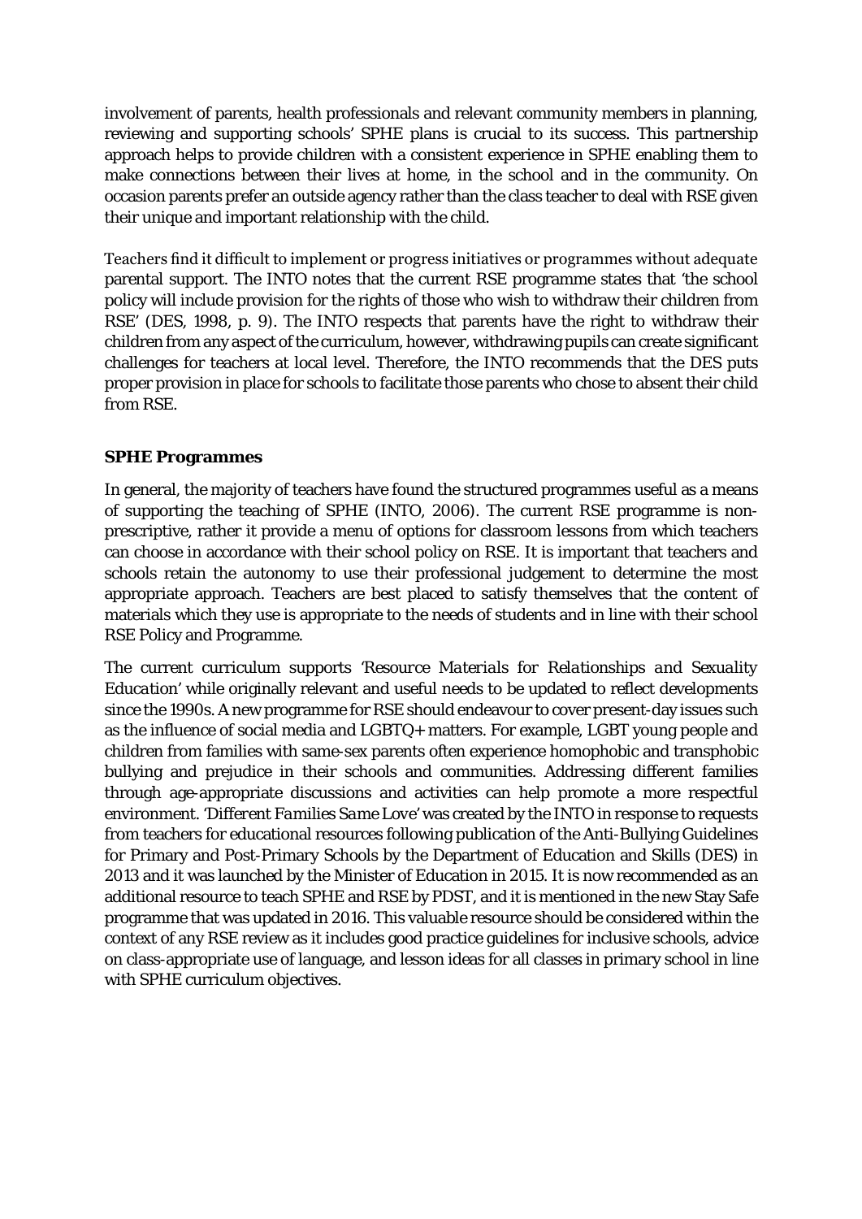involvement of parents, health professionals and relevant community members in planning, reviewing and supporting schools' SPHE plans is crucial to its success. This partnership approach helps to provide children with a consistent experience in SPHE enabling them to make connections between their lives at home, in the school and in the community. On occasion parents prefer an outside agency rather than the class teacher to deal with RSE given their unique and important relationship with the child.

Teachers find it difficult to implement or progress initiatives or programmes without adequate parental support. The INTO notes that the current RSE programme states that 'the school policy will include provision for the rights of those who wish to withdraw their children from RSE' (DES, 1998, p. 9). The INTO respects that parents have the right to withdraw their children from any aspect of the curriculum, however, withdrawing pupils can create significant challenges for teachers at local level. Therefore, the INTO recommends that the DES puts proper provision in place for schools to facilitate those parents who chose to absent their child from RSE.

**SPHE Programmes**

In general, the majority of teachers have found the structured programmes useful as a means of supporting the teaching of SPHE (INTO, 2006). The current RSE programme is non-prescriptive, rather it provide a menu of options for classroom lessons from which teachers can choose in accordance with their school policy on RSE. It is important that teachers and schools retain the autonomy to use their professional judgement to determine the most appropriate approach. Teachers are best placed to satisfy themselves that the content of materials which they use is appropriate to the needs of students and in line with their school RSE Policy and Programme.

The current curriculum supports '*Resource Materials for Relationships and Sexuality Education*' while originally relevant and useful needs to be updated to reflect developments since the 1990s. A new programme for RSE should endeavour to cover present-day issues such as the influence of social media and LGBTQ+ matters. For example, LGBT young people and children from families with same-sex parents often experience homophobic and transphobic bullying and prejudice in their schools and communities. Addressing different families through age-appropriate discussions and activities can help promote a more respectful environment. '*Different Families Same Love*' was created by the INTO in response to requests from teachers for educational resources following publication of the Anti-Bullying Guidelines for Primary and Post-Primary Schools by the Department of Education and Skills (DES) in 2013 and it was launched by the Minister of Education in 2015. It is now recommended as an additional resource to teach SPHE and RSE by PDST, and it is mentioned in the new Stay Safe programme that was updated in 2016. This valuable resource should be considered within the context of any RSE review as it includes good practice guidelines for inclusive schools, advice on class-appropriate use of language, and lesson ideas for all classes in primary school in line with SPHE curriculum objectives.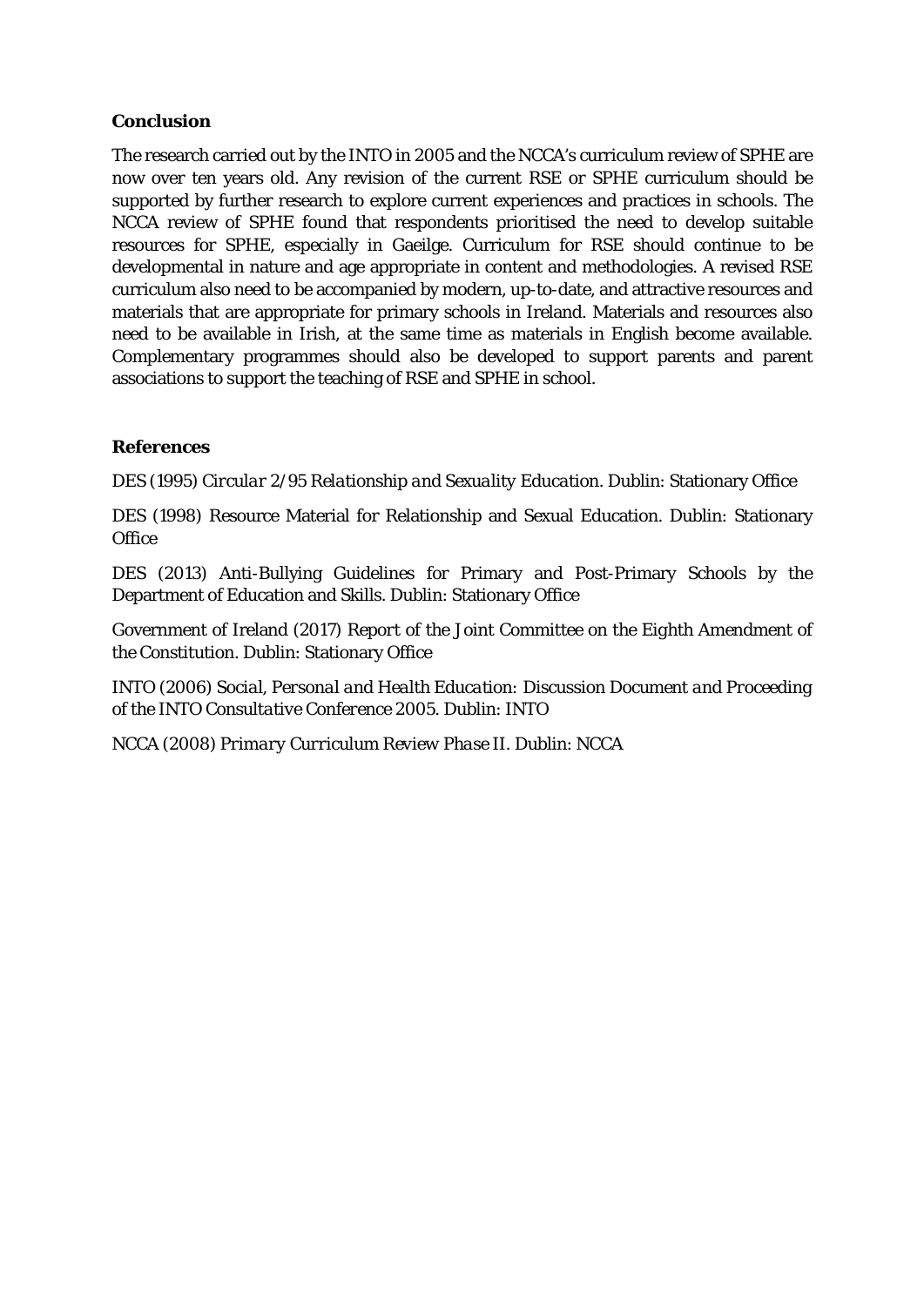**Conclusion**

The research carried out by the INTO in 2005 and the NCCA's curriculum review of SPHE are now over ten years old. Any revision of the current RSE or SPHE curriculum should be supported by further research to explore current experiences and practices in schools. The NCCA review of SPHE found that respondents prioritised the need to develop suitable resources for SPHE, especially in Gaeilge. Curriculum for RSE should continue to be developmental in nature and age appropriate in content and methodologies. A revised RSE curriculum also need to be accompanied by modern, up-to-date, and attractive resources and materials that are appropriate for primary schools in Ireland. Materials and resources also need to be available in Irish, at the same time as materials in English become available. Complementary programmes should also be developed to support parents and parent associations to support the teaching of RSE and SPHE in school.

**References**

DES (1995) *Circular 2/95 Relationship and Sexuality Education*. Dublin: Stationary Office

DES (1998) Resource Material for Relationship and Sexual Education. Dublin: Stationary Office

DES (2013) Anti-Bullying Guidelines for Primary and Post-Primary Schools by the Department of Education and Skills. Dublin: Stationary Office

Government of Ireland (2017) Report of the Joint Committee on the Eighth Amendment of the Constitution. Dublin: Stationary Office

INTO (2006) *Social, Personal and Health Education: Discussion Document and Proceeding of the INTO Consultative Conference 2005*. Dublin: INTO

NCCA (2008) *Primary Curriculum Review Phase II*. Dublin: NCCA